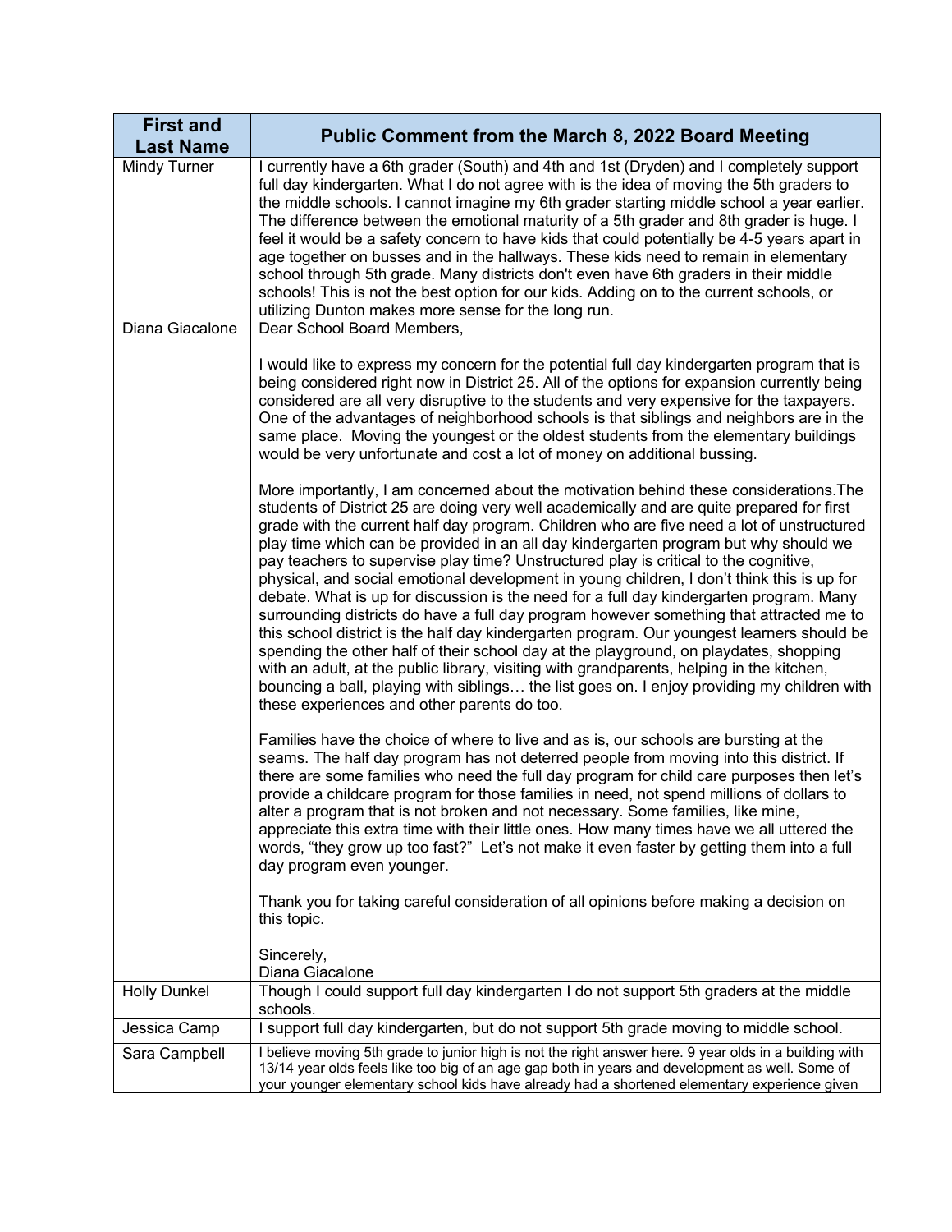| First and Last Name | Public Comment from the March 8, 2022 Board Meeting |
|---|---|
| Mindy Turner | I currently have a 6th grader (South) and 4th and 1st (Dryden) and I completely support full day kindergarten. What I do not agree with is the idea of moving the 5th graders to the middle schools. I cannot imagine my 6th grader starting middle school a year earlier. The difference between the emotional maturity of a 5th grader and 8th grader is huge. I feel it would be a safety concern to have kids that could potentially be 4-5 years apart in age together on busses and in the hallways. These kids need to remain in elementary school through 5th grade. Many districts don't even have 6th graders in their middle schools! This is not the best option for our kids. Adding on to the current schools, or utilizing Dunton makes more sense for the long run. |
| Diana Giacalone | Dear School Board Members,<br><br>I would like to express my concern for the potential full day kindergarten program that is being considered right now in District 25. All of the options for expansion currently being considered are all very disruptive to the students and very expensive for the taxpayers. One of the advantages of neighborhood schools is that siblings and neighbors are in the same place. Moving the youngest or the oldest students from the elementary buildings would be very unfortunate and cost a lot of money on additional bussing.<br><br>More importantly, I am concerned about the motivation behind these considerations.The students of District 25 are doing very well academically and are quite prepared for first grade with the current half day program. Children who are five need a lot of unstructured play time which can be provided in an all day kindergarten program but why should we pay teachers to supervise play time? Unstructured play is critical to the cognitive, physical, and social emotional development in young children, I don't think this is up for debate. What is up for discussion is the need for a full day kindergarten program. Many surrounding districts do have a full day program however something that attracted me to this school district is the half day kindergarten program. Our youngest learners should be spending the other half of their school day at the playground, on playdates, shopping with an adult, at the public library, visiting with grandparents, helping in the kitchen, bouncing a ball, playing with siblings… the list goes on. I enjoy providing my children with these experiences and other parents do too.<br><br>Families have the choice of where to live and as is, our schools are bursting at the seams. The half day program has not deterred people from moving into this district. If there are some families who need the full day program for child care purposes then let's provide a childcare program for those families in need, not spend millions of dollars to alter a program that is not broken and not necessary. Some families, like mine, appreciate this extra time with their little ones. How many times have we all uttered the words, "they grow up too fast?" Let's not make it even faster by getting them into a full day program even younger.<br><br>Thank you for taking careful consideration of all opinions before making a decision on this topic.<br><br>Sincerely,<br>Diana Giacalone |
| Holly Dunkel | Though I could support full day kindergarten I do not support 5th graders at the middle schools. |
| Jessica Camp | I support full day kindergarten, but do not support 5th grade moving to middle school. |
| Sara Campbell | I believe moving 5th grade to junior high is not the right answer here. 9 year olds in a building with 13/14 year olds feels like too big of an age gap both in years and development as well. Some of your younger elementary school kids have already had a shortened elementary experience given |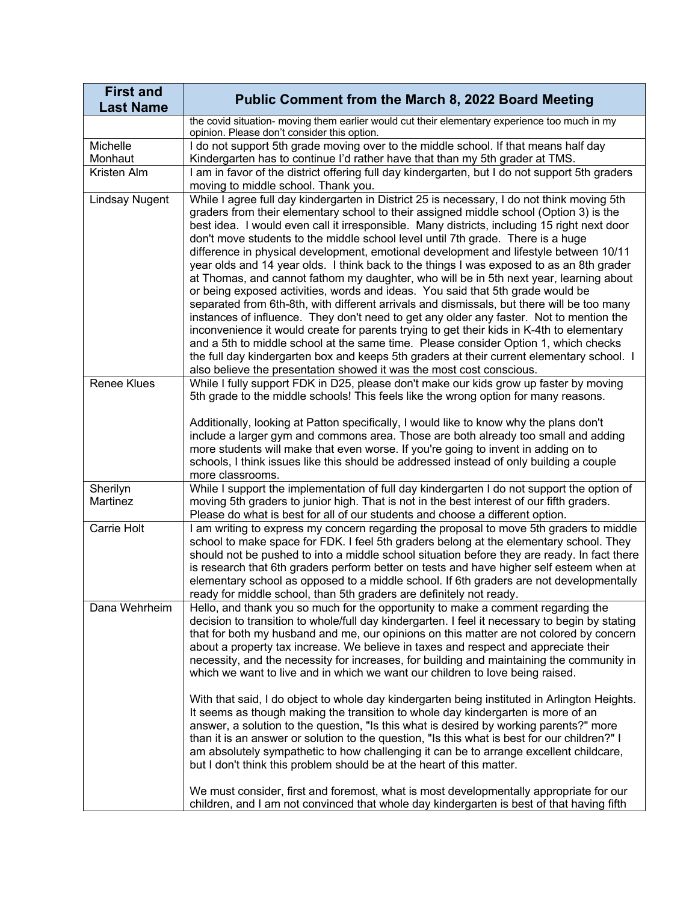| First and Last Name | Public Comment from the March 8, 2022 Board Meeting |
|---|---|
| | the covid situation- moving them earlier would cut their elementary experience too much in my opinion. Please don't consider this option. |
| Michelle Monhaut | I do not support 5th grade moving over to the middle school. If that means half day Kindergarten has to continue I'd rather have that than my 5th grader at TMS. |
| Kristen Alm | I am in favor of the district offering full day kindergarten, but I do not support 5th graders moving to middle school. Thank you. |
| Lindsay Nugent | While I agree full day kindergarten in District 25 is necessary, I do not think moving 5th graders from their elementary school to their assigned middle school (Option 3) is the best idea. I would even call it irresponsible. Many districts, including 15 right next door don't move students to the middle school level until 7th grade. There is a huge difference in physical development, emotional development and lifestyle between 10/11 year olds and 14 year olds. I think back to the things I was exposed to as an 8th grader at Thomas, and cannot fathom my daughter, who will be in 5th next year, learning about or being exposed activities, words and ideas. You said that 5th grade would be separated from 6th-8th, with different arrivals and dismissals, but there will be too many instances of influence. They don't need to get any older any faster. Not to mention the inconvenience it would create for parents trying to get their kids in K-4th to elementary and a 5th to middle school at the same time. Please consider Option 1, which checks the full day kindergarten box and keeps 5th graders at their current elementary school. I also believe the presentation showed it was the most cost conscious. |
| Renee Klues | While I fully support FDK in D25, please don't make our kids grow up faster by moving 5th grade to the middle schools! This feels like the wrong option for many reasons.<br><br>Additionally, looking at Patton specifically, I would like to know why the plans don't include a larger gym and commons area. Those are both already too small and adding more students will make that even worse. If you're going to invent in adding on to schools, I think issues like this should be addressed instead of only building a couple more classrooms. |
| Sherilyn Martinez | While I support the implementation of full day kindergarten I do not support the option of moving 5th graders to junior high. That is not in the best interest of our fifth graders. Please do what is best for all of our students and choose a different option. |
| Carrie Holt | I am writing to express my concern regarding the proposal to move 5th graders to middle school to make space for FDK. I feel 5th graders belong at the elementary school. They should not be pushed to into a middle school situation before they are ready. In fact there is research that 6th graders perform better on tests and have higher self esteem when at elementary school as opposed to a middle school. If 6th graders are not developmentally ready for middle school, than 5th graders are definitely not ready. |
| Dana Wehrheim | Hello, and thank you so much for the opportunity to make a comment regarding the decision to transition to whole/full day kindergarten. I feel it necessary to begin by stating that for both my husband and me, our opinions on this matter are not colored by concern about a property tax increase. We believe in taxes and respect and appreciate their necessity, and the necessity for increases, for building and maintaining the community in which we want to live and in which we want our children to love being raised.<br><br>With that said, I do object to whole day kindergarten being instituted in Arlington Heights. It seems as though making the transition to whole day kindergarten is more of an answer, a solution to the question, "Is this what is desired by working parents?" more than it is an answer or solution to the question, "Is this what is best for our children?" I am absolutely sympathetic to how challenging it can be to arrange excellent childcare, but I don't think this problem should be at the heart of this matter.<br><br>We must consider, first and foremost, what is most developmentally appropriate for our children, and I am not convinced that whole day kindergarten is best of that having fifth |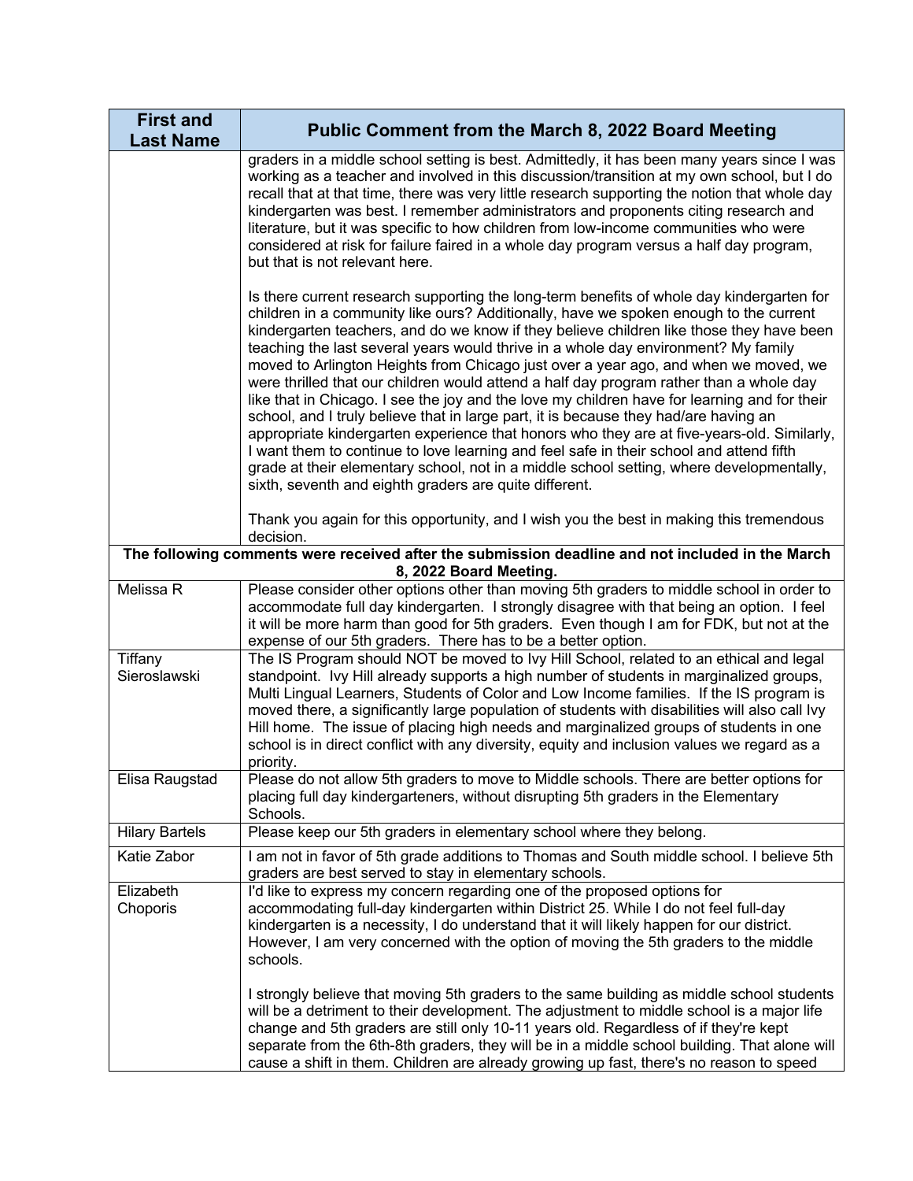| First and Last Name | Public Comment from the March 8, 2022 Board Meeting |
|---|---|
| | graders in a middle school setting is best. Admittedly, it has been many years since I was working as a teacher and involved in this discussion/transition at my own school, but I do recall that at that time, there was very little research supporting the notion that whole day kindergarten was best. I remember administrators and proponents citing research and literature, but it was specific to how children from low-income communities who were considered at risk for failure faired in a whole day program versus a half day program, but that is not relevant here.<br><br>Is there current research supporting the long-term benefits of whole day kindergarten for children in a community like ours? Additionally, have we spoken enough to the current kindergarten teachers, and do we know if they believe children like those they have been teaching the last several years would thrive in a whole day environment? My family moved to Arlington Heights from Chicago just over a year ago, and when we moved, we were thrilled that our children would attend a half day program rather than a whole day like that in Chicago. I see the joy and the love my children have for learning and for their school, and I truly believe that in large part, it is because they had/are having an appropriate kindergarten experience that honors who they are at five-years-old. Similarly, I want them to continue to love learning and feel safe in their school and attend fifth grade at their elementary school, not in a middle school setting, where developmentally, sixth, seventh and eighth graders are quite different.<br><br>Thank you again for this opportunity, and I wish you the best in making this tremendous decision. |
| **The following comments were received after the submission deadline and not included in the March 8, 2022 Board Meeting.** | |
| Melissa R | Please consider other options other than moving 5th graders to middle school in order to accommodate full day kindergarten. I strongly disagree with that being an option. I feel it will be more harm than good for 5th graders. Even though I am for FDK, but not at the expense of our 5th graders. There has to be a better option. |
| Tiffany Sieroslawski | The IS Program should NOT be moved to Ivy Hill School, related to an ethical and legal standpoint. Ivy Hill already supports a high number of students in marginalized groups, Multi Lingual Learners, Students of Color and Low Income families. If the IS program is moved there, a significantly large population of students with disabilities will also call Ivy Hill home. The issue of placing high needs and marginalized groups of students in one school is in direct conflict with any diversity, equity and inclusion values we regard as a priority. |
| Elisa Raugstad | Please do not allow 5th graders to move to Middle schools. There are better options for placing full day kindergarteners, without disrupting 5th graders in the Elementary Schools. |
| Hilary Bartels | Please keep our 5th graders in elementary school where they belong. |
| Katie Zabor | I am not in favor of 5th grade additions to Thomas and South middle school. I believe 5th graders are best served to stay in elementary schools. |
| Elizabeth Choporis | I'd like to express my concern regarding one of the proposed options for accommodating full-day kindergarten within District 25. While I do not feel full-day kindergarten is a necessity, I do understand that it will likely happen for our district. However, I am very concerned with the option of moving the 5th graders to the middle schools.<br><br>I strongly believe that moving 5th graders to the same building as middle school students will be a detriment to their development. The adjustment to middle school is a major life change and 5th graders are still only 10-11 years old. Regardless of if they're kept separate from the 6th-8th graders, they will be in a middle school building. That alone will cause a shift in them. Children are already growing up fast, there's no reason to speed |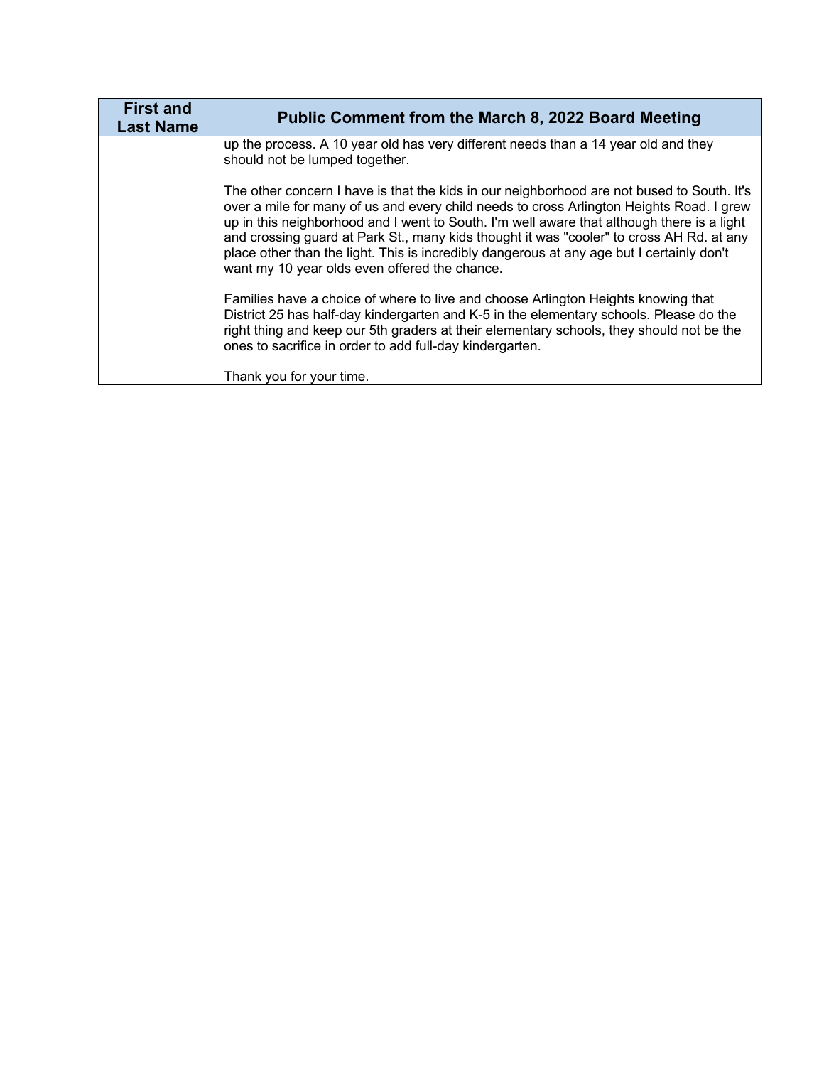| First and Last Name | Public Comment from the March 8, 2022 Board Meeting |
|---|---|
| | up the process. A 10 year old has very different needs than a 14 year old and they should not be lumped together.<br><br>The other concern I have is that the kids in our neighborhood are not bused to South. It's over a mile for many of us and every child needs to cross Arlington Heights Road. I grew up in this neighborhood and I went to South. I'm well aware that although there is a light and crossing guard at Park St., many kids thought it was "cooler" to cross AH Rd. at any place other than the light. This is incredibly dangerous at any age but I certainly don't want my 10 year olds even offered the chance.<br><br>Families have a choice of where to live and choose Arlington Heights knowing that District 25 has half-day kindergarten and K-5 in the elementary schools. Please do the right thing and keep our 5th graders at their elementary schools, they should not be the ones to sacrifice in order to add full-day kindergarten.<br><br>Thank you for your time. |